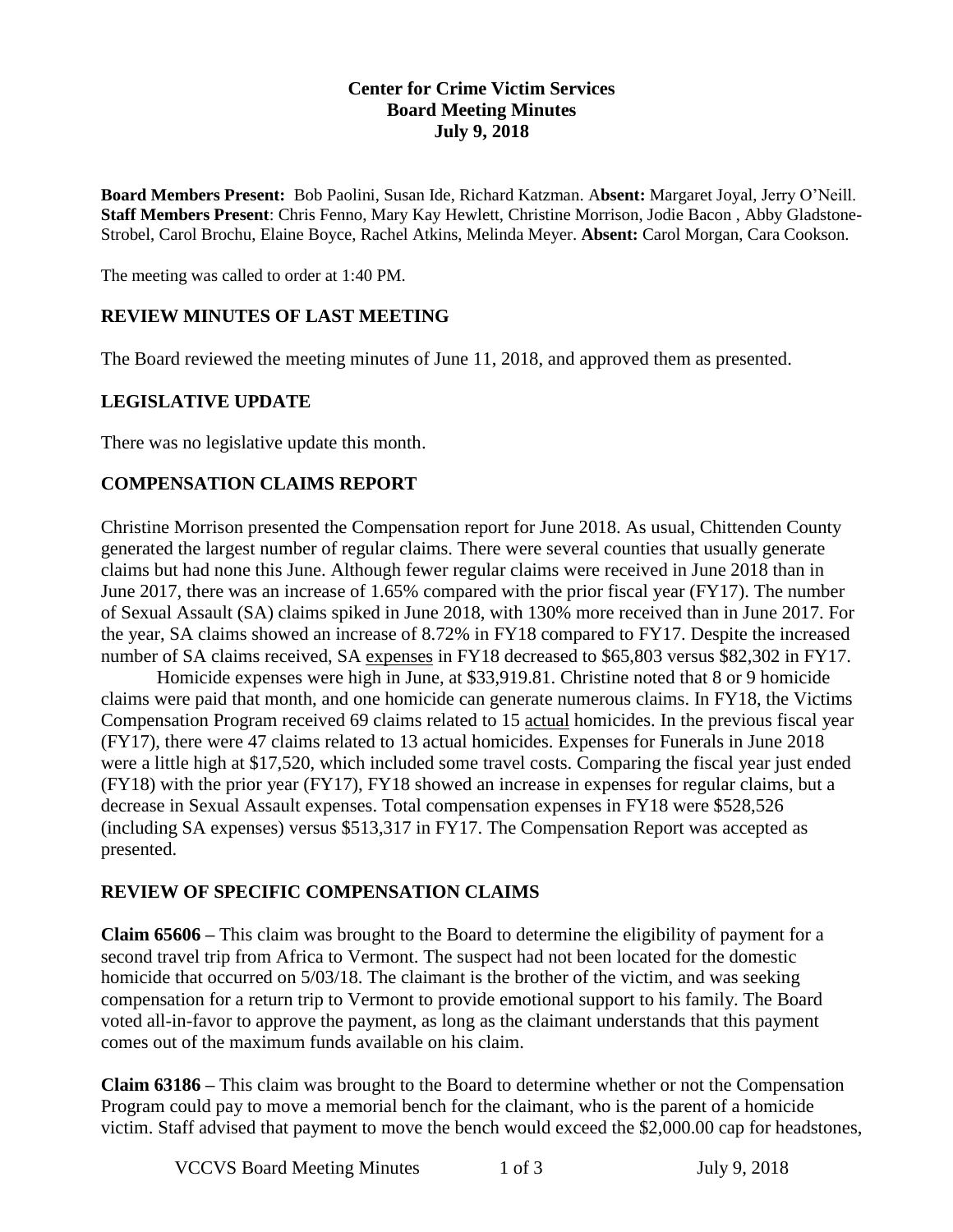**Center for Crime Victim Services**
**Board Meeting Minutes**
**July 9, 2018**

**Board Members Present:** Bob Paolini, Susan Ide, Richard Katzman. **Absent:** Margaret Joyal, Jerry O'Neill. **Staff Members Present**: Chris Fenno, Mary Kay Hewlett, Christine Morrison, Jodie Bacon , Abby Gladstone-Strobel, Carol Brochu, Elaine Boyce, Rachel Atkins, Melinda Meyer. **Absent:** Carol Morgan, Cara Cookson.

The meeting was called to order at 1:40 PM.

## REVIEW MINUTES OF LAST MEETING

The Board reviewed the meeting minutes of June 11, 2018, and approved them as presented.

## LEGISLATIVE UPDATE

There was no legislative update this month.

## COMPENSATION CLAIMS REPORT

Christine Morrison presented the Compensation report for June 2018. As usual, Chittenden County generated the largest number of regular claims. There were several counties that usually generate claims but had none this June. Although fewer regular claims were received in June 2018 than in June 2017, there was an increase of 1.65% compared with the prior fiscal year (FY17). The number of Sexual Assault (SA) claims spiked in June 2018, with 130% more received than in June 2017. For the year, SA claims showed an increase of 8.72% in FY18 compared to FY17. Despite the increased number of SA claims received, SA expenses in FY18 decreased to $65,803 versus $82,302 in FY17.

Homicide expenses were high in June, at $33,919.81. Christine noted that 8 or 9 homicide claims were paid that month, and one homicide can generate numerous claims. In FY18, the Victims Compensation Program received 69 claims related to 15 actual homicides. In the previous fiscal year (FY17), there were 47 claims related to 13 actual homicides. Expenses for Funerals in June 2018 were a little high at $17,520, which included some travel costs. Comparing the fiscal year just ended (FY18) with the prior year (FY17), FY18 showed an increase in expenses for regular claims, but a decrease in Sexual Assault expenses. Total compensation expenses in FY18 were $528,526 (including SA expenses) versus $513,317 in FY17. The Compensation Report was accepted as presented.

## REVIEW OF SPECIFIC COMPENSATION CLAIMS

**Claim 65606 –** This claim was brought to the Board to determine the eligibility of payment for a second travel trip from Africa to Vermont. The suspect had not been located for the domestic homicide that occurred on 5/03/18. The claimant is the brother of the victim, and was seeking compensation for a return trip to Vermont to provide emotional support to his family. The Board voted all-in-favor to approve the payment, as long as the claimant understands that this payment comes out of the maximum funds available on his claim.

**Claim 63186 –** This claim was brought to the Board to determine whether or not the Compensation Program could pay to move a memorial bench for the claimant, who is the parent of a homicide victim. Staff advised that payment to move the bench would exceed the $2,000.00 cap for headstones,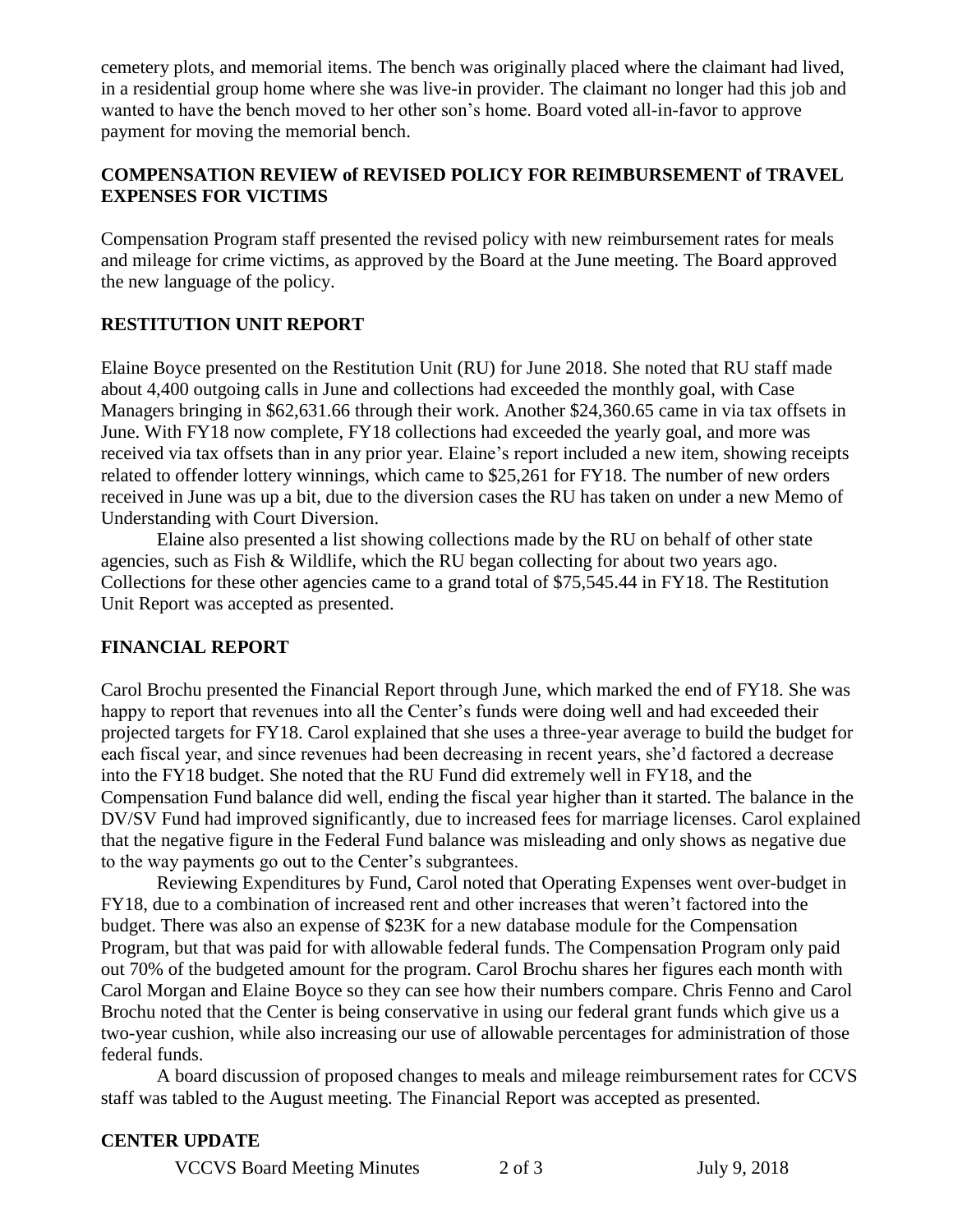cemetery plots, and memorial items. The bench was originally placed where the claimant had lived, in a residential group home where she was live-in provider. The claimant no longer had this job and wanted to have the bench moved to her other son's home. Board voted all-in-favor to approve payment for moving the memorial bench.

## COMPENSATION REVIEW of REVISED POLICY FOR REIMBURSEMENT of TRAVEL EXPENSES FOR VICTIMS

Compensation Program staff presented the revised policy with new reimbursement rates for meals and mileage for crime victims, as approved by the Board at the June meeting. The Board approved the new language of the policy.

## RESTITUTION UNIT REPORT

Elaine Boyce presented on the Restitution Unit (RU) for June 2018. She noted that RU staff made about 4,400 outgoing calls in June and collections had exceeded the monthly goal, with Case Managers bringing in $62,631.66 through their work. Another $24,360.65 came in via tax offsets in June. With FY18 now complete, FY18 collections had exceeded the yearly goal, and more was received via tax offsets than in any prior year. Elaine's report included a new item, showing receipts related to offender lottery winnings, which came to $25,261 for FY18. The number of new orders received in June was up a bit, due to the diversion cases the RU has taken on under a new Memo of Understanding with Court Diversion.

Elaine also presented a list showing collections made by the RU on behalf of other state agencies, such as Fish & Wildlife, which the RU began collecting for about two years ago. Collections for these other agencies came to a grand total of $75,545.44 in FY18. The Restitution Unit Report was accepted as presented.

## FINANCIAL REPORT

Carol Brochu presented the Financial Report through June, which marked the end of FY18. She was happy to report that revenues into all the Center's funds were doing well and had exceeded their projected targets for FY18. Carol explained that she uses a three-year average to build the budget for each fiscal year, and since revenues had been decreasing in recent years, she'd factored a decrease into the FY18 budget. She noted that the RU Fund did extremely well in FY18, and the Compensation Fund balance did well, ending the fiscal year higher than it started. The balance in the DV/SV Fund had improved significantly, due to increased fees for marriage licenses. Carol explained that the negative figure in the Federal Fund balance was misleading and only shows as negative due to the way payments go out to the Center's subgrantees.

Reviewing Expenditures by Fund, Carol noted that Operating Expenses went over-budget in FY18, due to a combination of increased rent and other increases that weren't factored into the budget. There was also an expense of $23K for a new database module for the Compensation Program, but that was paid for with allowable federal funds. The Compensation Program only paid out 70% of the budgeted amount for the program. Carol Brochu shares her figures each month with Carol Morgan and Elaine Boyce so they can see how their numbers compare. Chris Fenno and Carol Brochu noted that the Center is being conservative in using our federal grant funds which give us a two-year cushion, while also increasing our use of allowable percentages for administration of those federal funds.

A board discussion of proposed changes to meals and mileage reimbursement rates for CCVS staff was tabled to the August meeting. The Financial Report was accepted as presented.

## CENTER UPDATE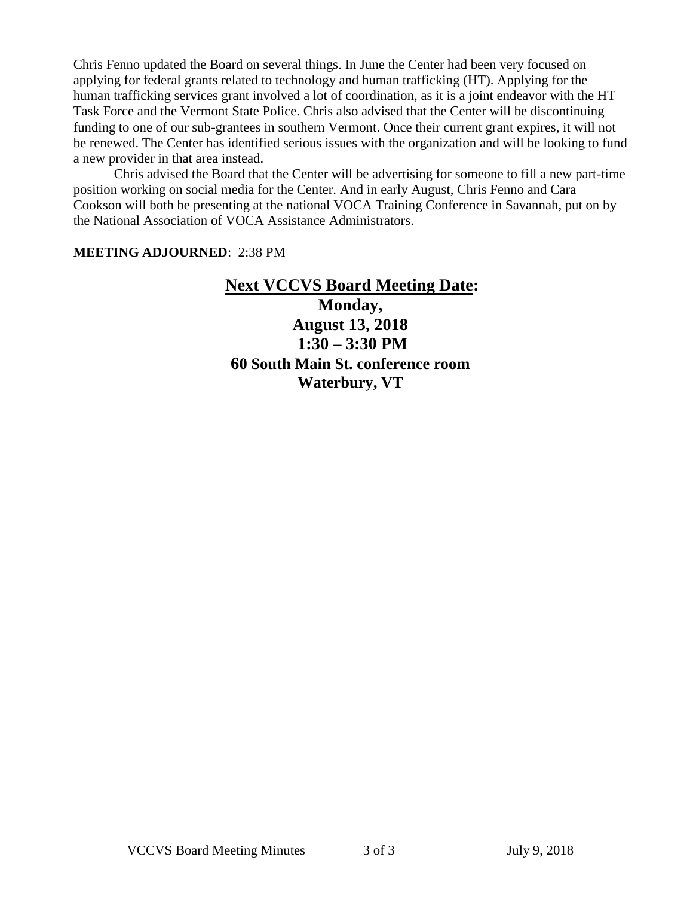Chris Fenno updated the Board on several things. In June the Center had been very focused on applying for federal grants related to technology and human trafficking (HT). Applying for the human trafficking services grant involved a lot of coordination, as it is a joint endeavor with the HT Task Force and the Vermont State Police. Chris also advised that the Center will be discontinuing funding to one of our sub-grantees in southern Vermont. Once their current grant expires, it will not be renewed. The Center has identified serious issues with the organization and will be looking to fund a new provider in that area instead.

Chris advised the Board that the Center will be advertising for someone to fill a new part-time position working on social media for the Center. And in early August, Chris Fenno and Cara Cookson will both be presenting at the national VOCA Training Conference in Savannah, put on by the National Association of VOCA Assistance Administrators.

**MEETING ADJOURNED**: 2:38 PM

**<u>Next VCCVS Board Meeting Date</u>:**
**Monday,**
**August 13, 2018**
**1:30 – 3:30 PM**
**60 South Main St. conference room**
**Waterbury, VT**